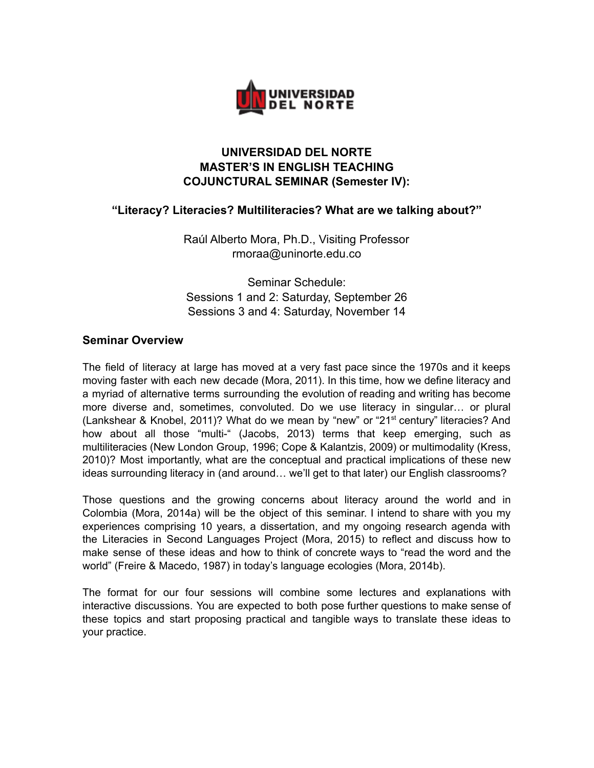# UNIVERSIDAD DEL NORTE
# MASTER'S IN ENGLISH TEACHING
# COJUNCTURAL SEMINAR (Semester IV):

## "Literacy? Literacies? Multiliteracies? What are we talking about?"

Raúl Alberto Mora, Ph.D., Visiting Professor
rmoraa@uninorte.edu.co

Seminar Schedule:
Sessions 1 and 2: Saturday, September 26
Sessions 3 and 4: Saturday, November 14

### Seminar Overview

The field of literacy at large has moved at a very fast pace since the 1970s and it keeps moving faster with each new decade (Mora, 2011). In this time, how we define literacy and a myriad of alternative terms surrounding the evolution of reading and writing has become more diverse and, sometimes, convoluted. Do we use literacy in singular… or plural (Lankshear & Knobel, 2011)? What do we mean by "new" or "21st century" literacies? And how about all those "multi-" (Jacobs, 2013) terms that keep emerging, such as multiliteracies (New London Group, 1996; Cope & Kalantzis, 2009) or multimodality (Kress, 2010)? Most importantly, what are the conceptual and practical implications of these new ideas surrounding literacy in (and around… we'll get to that later) our English classrooms?

Those questions and the growing concerns about literacy around the world and in Colombia (Mora, 2014a) will be the object of this seminar. I intend to share with you my experiences comprising 10 years, a dissertation, and my ongoing research agenda with the Literacies in Second Languages Project (Mora, 2015) to reflect and discuss how to make sense of these ideas and how to think of concrete ways to "read the word and the world" (Freire & Macedo, 1987) in today's language ecologies (Mora, 2014b).

The format for our four sessions will combine some lectures and explanations with interactive discussions. You are expected to both pose further questions to make sense of these topics and start proposing practical and tangible ways to translate these ideas to your practice.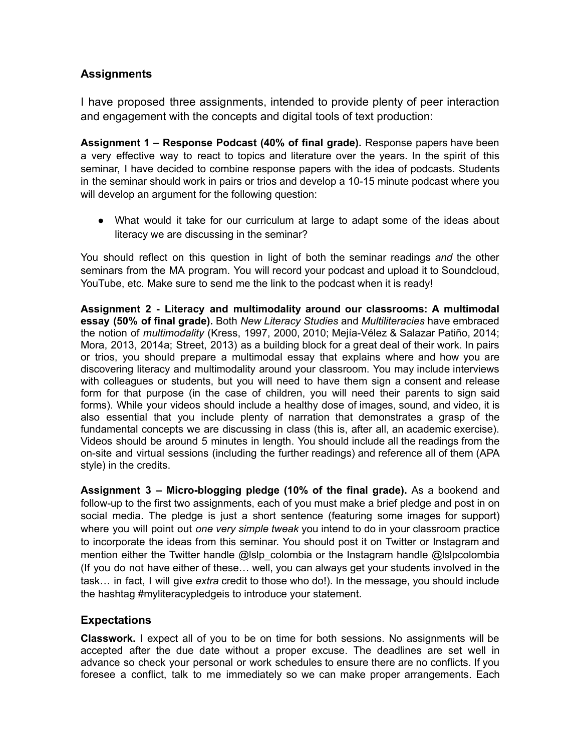## Assignments

I have proposed three assignments, intended to provide plenty of peer interaction and engagement with the concepts and digital tools of text production:

**Assignment 1 – Response Podcast (40% of final grade).** Response papers have been a very effective way to react to topics and literature over the years. In the spirit of this seminar, I have decided to combine response papers with the idea of podcasts. Students in the seminar should work in pairs or trios and develop a 10-15 minute podcast where you will develop an argument for the following question:

- What would it take for our curriculum at large to adapt some of the ideas about literacy we are discussing in the seminar?

You should reflect on this question in light of both the seminar readings *and* the other seminars from the MA program. You will record your podcast and upload it to Soundcloud, YouTube, etc. Make sure to send me the link to the podcast when it is ready!

**Assignment 2 - Literacy and multimodality around our classrooms: A multimodal essay (50% of final grade).** Both *New Literacy Studies* and *Multiliteracies* have embraced the notion of *multimodality* (Kress, 1997, 2000, 2010; Mejía-Vélez & Salazar Patiño, 2014; Mora, 2013, 2014a; Street, 2013) as a building block for a great deal of their work. In pairs or trios, you should prepare a multimodal essay that explains where and how you are discovering literacy and multimodality around your classroom. You may include interviews with colleagues or students, but you will need to have them sign a consent and release form for that purpose (in the case of children, you will need their parents to sign said forms). While your videos should include a healthy dose of images, sound, and video, it is also essential that you include plenty of narration that demonstrates a grasp of the fundamental concepts we are discussing in class (this is, after all, an academic exercise). Videos should be around 5 minutes in length. You should include all the readings from the on-site and virtual sessions (including the further readings) and reference all of them (APA style) in the credits.

**Assignment 3 – Micro-blogging pledge (10% of the final grade).** As a bookend and follow-up to the first two assignments, each of you must make a brief pledge and post in on social media. The pledge is just a short sentence (featuring some images for support) where you will point out *one very simple tweak* you intend to do in your classroom practice to incorporate the ideas from this seminar. You should post it on Twitter or Instagram and mention either the Twitter handle @lslp_colombia or the Instagram handle @lslpcolombia (If you do not have either of these… well, you can always get your students involved in the task… in fact, I will give *extra* credit to those who do!). In the message, you should include the hashtag #myliteracypledgeis to introduce your statement.

## Expectations

**Classwork.** I expect all of you to be on time for both sessions. No assignments will be accepted after the due date without a proper excuse. The deadlines are set well in advance so check your personal or work schedules to ensure there are no conflicts. If you foresee a conflict, talk to me immediately so we can make proper arrangements. Each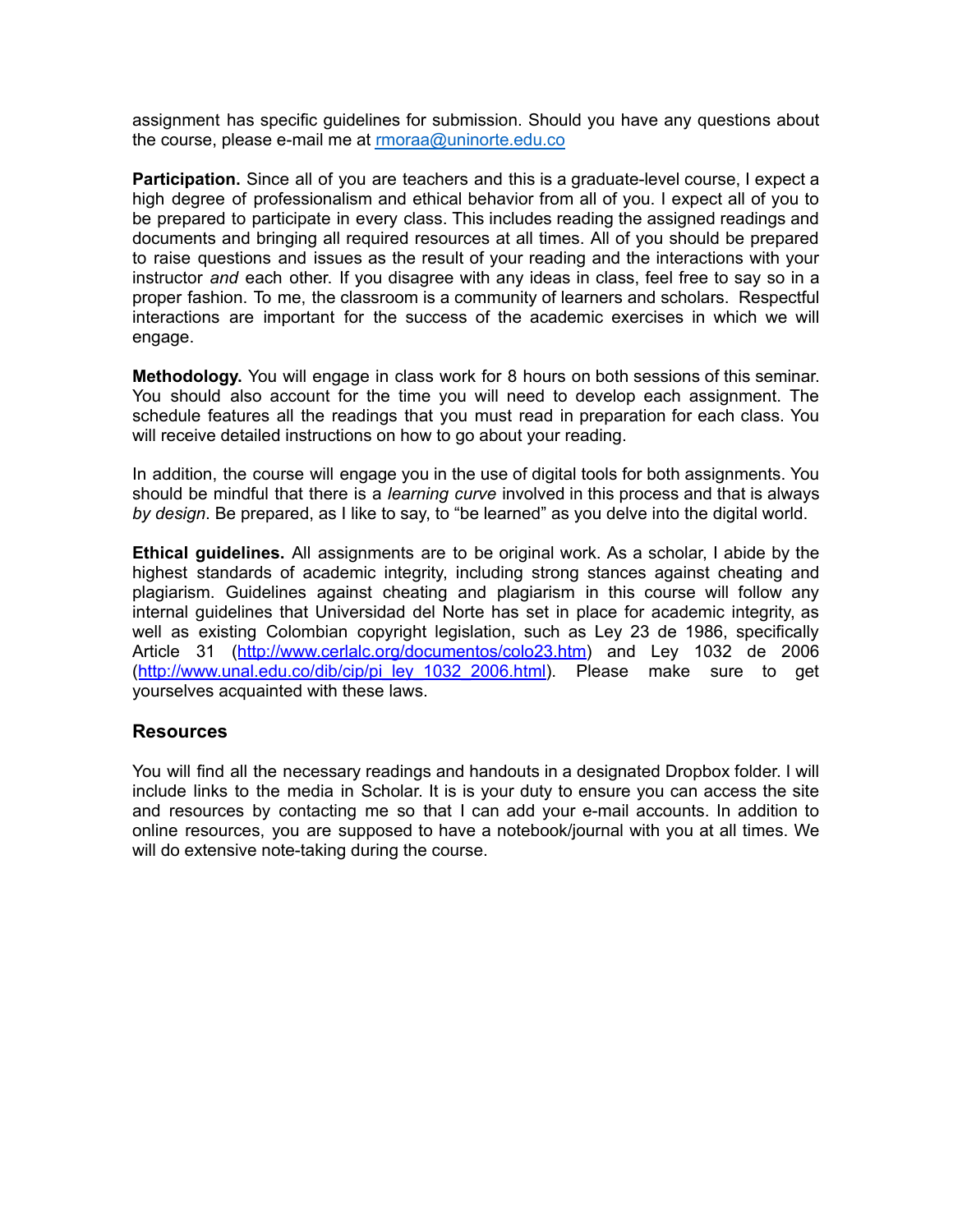assignment has specific guidelines for submission. Should you have any questions about the course, please e-mail me at [rmoraa@uninorte.edu.co](mailto:rmoraa@uninorte.edu.co)

**Participation.** Since all of you are teachers and this is a graduate-level course, I expect a high degree of professionalism and ethical behavior from all of you. I expect all of you to be prepared to participate in every class. This includes reading the assigned readings and documents and bringing all required resources at all times. All of you should be prepared to raise questions and issues as the result of your reading and the interactions with your instructor *and* each other. If you disagree with any ideas in class, feel free to say so in a proper fashion. To me, the classroom is a community of learners and scholars. Respectful interactions are important for the success of the academic exercises in which we will engage.

**Methodology.** You will engage in class work for 8 hours on both sessions of this seminar. You should also account for the time you will need to develop each assignment. The schedule features all the readings that you must read in preparation for each class. You will receive detailed instructions on how to go about your reading.

In addition, the course will engage you in the use of digital tools for both assignments. You should be mindful that there is a *learning curve* involved in this process and that is always *by design*. Be prepared, as I like to say, to "be learned" as you delve into the digital world.

**Ethical guidelines.** All assignments are to be original work. As a scholar, I abide by the highest standards of academic integrity, including strong stances against cheating and plagiarism. Guidelines against cheating and plagiarism in this course will follow any internal guidelines that Universidad del Norte has set in place for academic integrity, as well as existing Colombian copyright legislation, such as Ley 23 de 1986, specifically Article 31 (http://www.cerlalc.org/documentos/colo23.htm) and Ley 1032 de 2006 (http://www.unal.edu.co/dib/cip/pi_ley_1032_2006.html). Please make sure to get yourselves acquainted with these laws.

## Resources

You will find all the necessary readings and handouts in a designated Dropbox folder. I will include links to the media in Scholar. It is is your duty to ensure you can access the site and resources by contacting me so that I can add your e-mail accounts. In addition to online resources, you are supposed to have a notebook/journal with you at all times. We will do extensive note-taking during the course.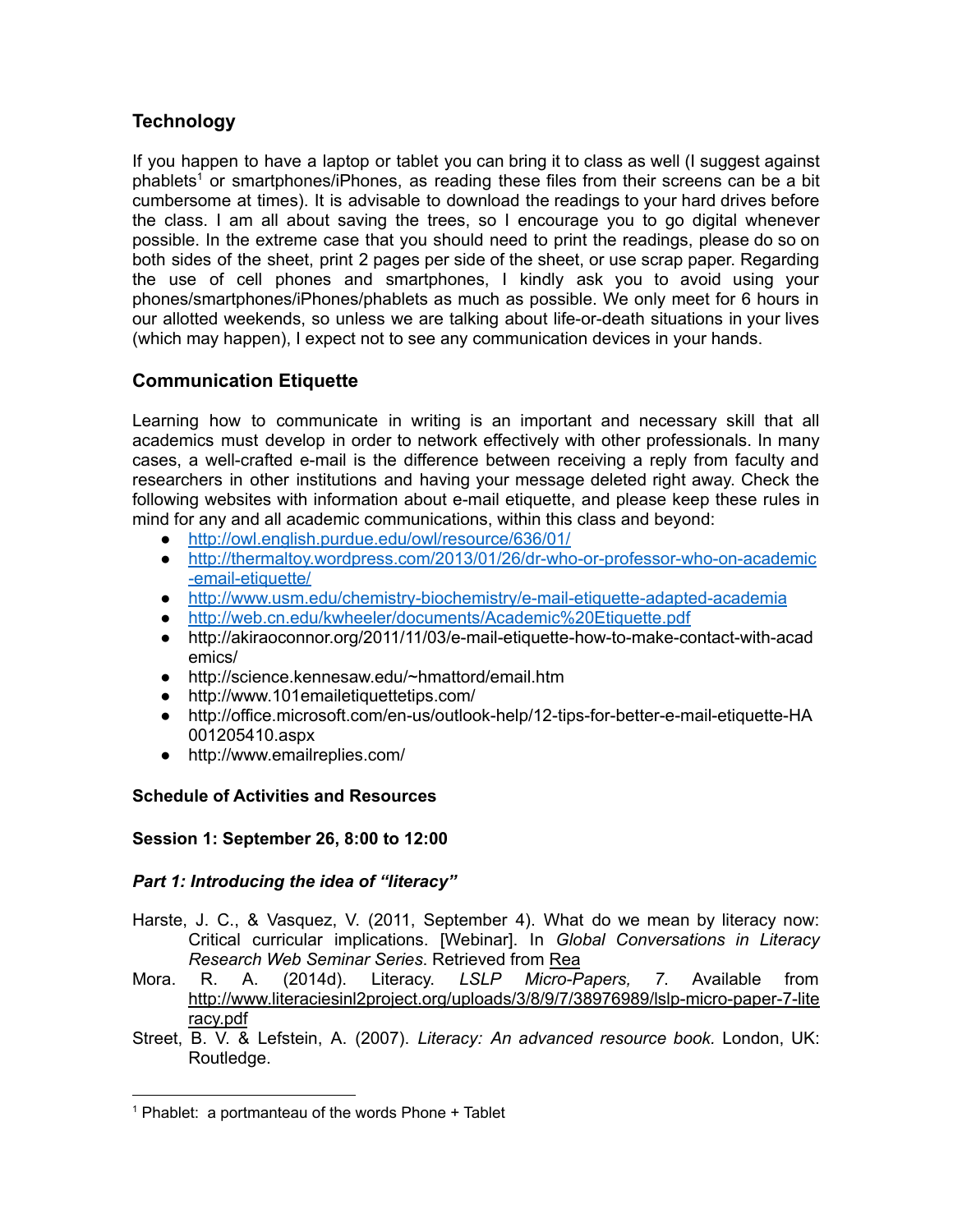## Technology

If you happen to have a laptop or tablet you can bring it to class as well (I suggest against phablets[1] or smartphones/iPhones, as reading these files from their screens can be a bit cumbersome at times). It is advisable to download the readings to your hard drives before the class. I am all about saving the trees, so I encourage you to go digital whenever possible. In the extreme case that you should need to print the readings, please do so on both sides of the sheet, print 2 pages per side of the sheet, or use scrap paper. Regarding the use of cell phones and smartphones, I kindly ask you to avoid using your phones/smartphones/iPhones/phablets as much as possible. We only meet for 6 hours in our allotted weekends, so unless we are talking about life-or-death situations in your lives (which may happen), I expect not to see any communication devices in your hands.

## Communication Etiquette

Learning how to communicate in writing is an important and necessary skill that all academics must develop in order to network effectively with other professionals. In many cases, a well-crafted e-mail is the difference between receiving a reply from faculty and researchers in other institutions and having your message deleted right away. Check the following websites with information about e-mail etiquette, and please keep these rules in mind for any and all academic communications, within this class and beyond:

- http://owl.english.purdue.edu/owl/resource/636/01/
- http://thermaltoy.wordpress.com/2013/01/26/dr-who-or-professor-who-on-academic-email-etiquette/
- http://www.usm.edu/chemistry-biochemistry/e-mail-etiquette-adapted-academia
- http://web.cn.edu/kwheeler/documents/Academic%20Etiquette.pdf
- http://akiraoconnor.org/2011/11/03/e-mail-etiquette-how-to-make-contact-with-academics/
- http://science.kennesaw.edu/~hmattord/email.htm
- http://www.101emailetiquettetips.com/
- http://office.microsoft.com/en-us/outlook-help/12-tips-for-better-e-mail-etiquette-HA001205410.aspx
- http://www.emailreplies.com/

**Schedule of Activities and Resources**

**Session 1: September 26, 8:00 to 12:00**

***Part 1: Introducing the idea of "literacy"***

Harste, J. C., & Vasquez, V. (2011, September 4). What do we mean by literacy now: Critical curricular implications. [Webinar]. In *Global Conversations in Literacy Research Web Seminar Series*. Retrieved from Rea

Mora. R. A. (2014d). Literacy. *LSLP Micro-Papers, 7*. Available from http://www.literaciesinl2project.org/uploads/3/8/9/7/38976989/lslp-micro-paper-7-literacy.pdf

Street, B. V. & Lefstein, A. (2007). *Literacy: An advanced resource book.* London, UK: Routledge.

---

[1] Phablet: a portmanteau of the words Phone + Tablet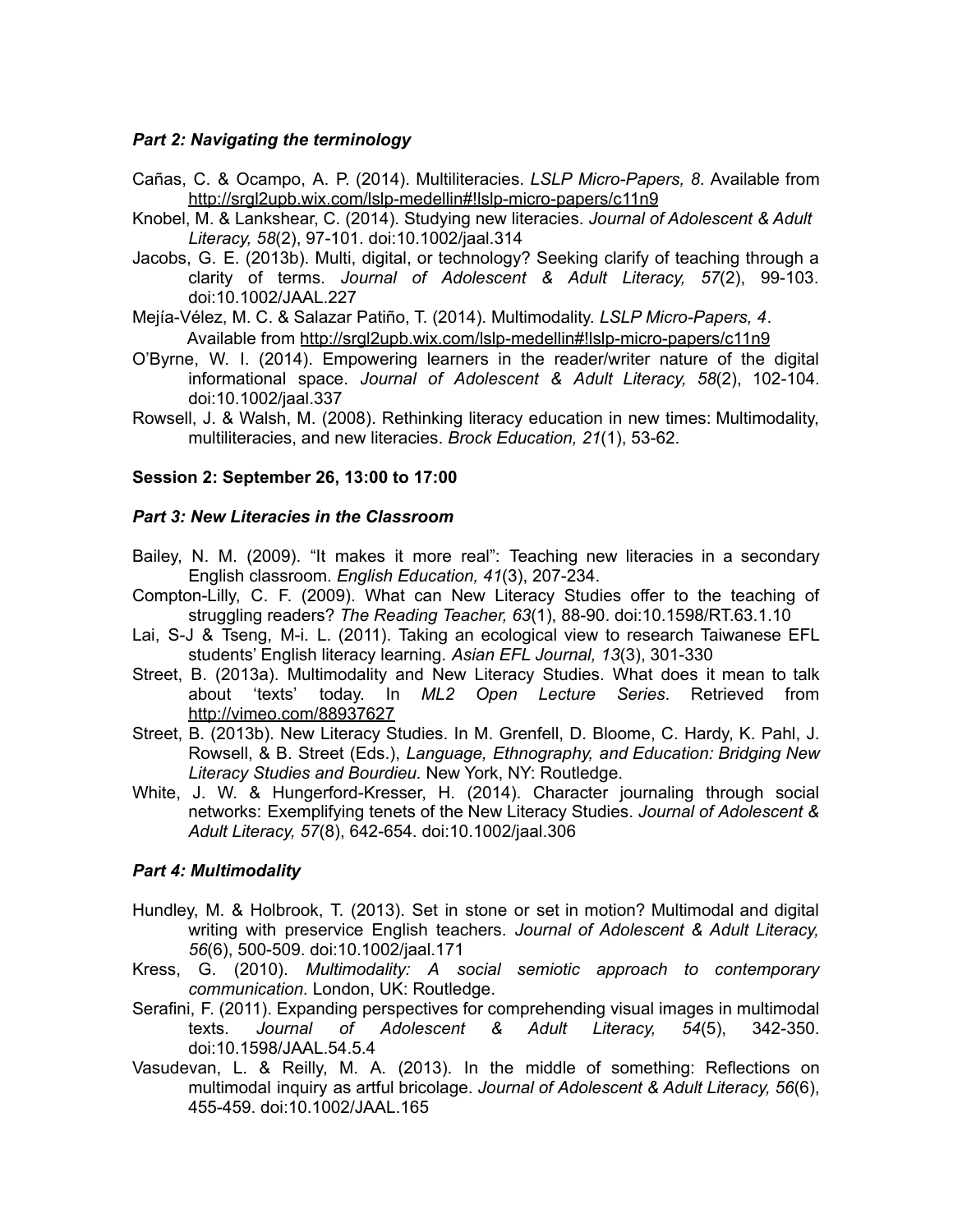***Part 2: Navigating the terminology***

Cañas, C. & Ocampo, A. P. (2014). Multiliteracies. *LSLP Micro-Papers, 8*. Available from http://srgl2upb.wix.com/lslp-medellin#!lslp-micro-papers/c11n9

Knobel, M. & Lankshear, C. (2014). Studying new literacies. *Journal of Adolescent & Adult Literacy, 58*(2), 97-101. doi:10.1002/jaal.314

Jacobs, G. E. (2013b). Multi, digital, or technology? Seeking clarify of teaching through a clarity of terms. *Journal of Adolescent & Adult Literacy, 57*(2), 99-103. doi:10.1002/JAAL.227

Mejía-Vélez, M. C. & Salazar Patiño, T. (2014). Multimodality. *LSLP Micro-Papers, 4*. Available from http://srgl2upb.wix.com/lslp-medellin#!lslp-micro-papers/c11n9

O'Byrne, W. I. (2014). Empowering learners in the reader/writer nature of the digital informational space. *Journal of Adolescent & Adult Literacy, 58*(2), 102-104. doi:10.1002/jaal.337

Rowsell, J. & Walsh, M. (2008). Rethinking literacy education in new times: Multimodality, multiliteracies, and new literacies. *Brock Education, 21*(1), 53-62.

**Session 2: September 26, 13:00 to 17:00**

***Part 3: New Literacies in the Classroom***

Bailey, N. M. (2009). "It makes it more real": Teaching new literacies in a secondary English classroom. *English Education, 41*(3), 207-234.

Compton-Lilly, C. F. (2009). What can New Literacy Studies offer to the teaching of struggling readers? *The Reading Teacher, 63*(1), 88-90. doi:10.1598/RT.63.1.10

Lai, S-J & Tseng, M-i. L. (2011). Taking an ecological view to research Taiwanese EFL students' English literacy learning. *Asian EFL Journal, 13*(3), 301-330

Street, B. (2013a). Multimodality and New Literacy Studies. What does it mean to talk about 'texts' today. In *ML2 Open Lecture Series*. Retrieved from http://vimeo.com/88937627

Street, B. (2013b). New Literacy Studies. In M. Grenfell, D. Bloome, C. Hardy, K. Pahl, J. Rowsell, & B. Street (Eds.), *Language, Ethnography, and Education: Bridging New Literacy Studies and Bourdieu.* New York, NY: Routledge.

White, J. W. & Hungerford-Kresser, H. (2014). Character journaling through social networks: Exemplifying tenets of the New Literacy Studies. *Journal of Adolescent & Adult Literacy, 57*(8), 642-654. doi:10.1002/jaal.306

***Part 4: Multimodality***

Hundley, M. & Holbrook, T. (2013). Set in stone or set in motion? Multimodal and digital writing with preservice English teachers. *Journal of Adolescent & Adult Literacy, 56*(6), 500-509. doi:10.1002/jaal.171

Kress, G. (2010). *Multimodality: A social semiotic approach to contemporary communication*. London, UK: Routledge.

Serafini, F. (2011). Expanding perspectives for comprehending visual images in multimodal texts. *Journal of Adolescent & Adult Literacy, 54*(5), 342-350. doi:10.1598/JAAL.54.5.4

Vasudevan, L. & Reilly, M. A. (2013). In the middle of something: Reflections on multimodal inquiry as artful bricolage. *Journal of Adolescent & Adult Literacy, 56*(6), 455-459. doi:10.1002/JAAL.165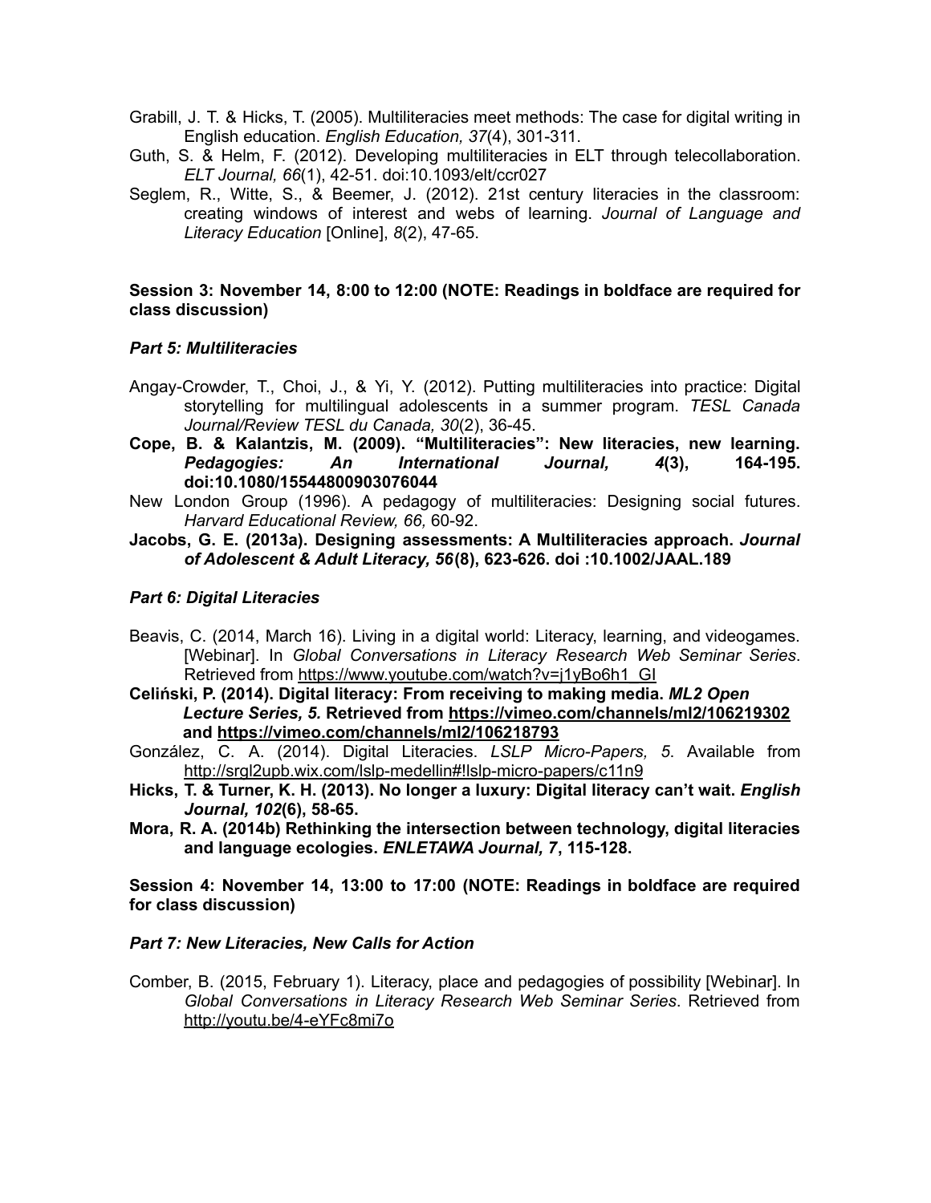Grabill, J. T. & Hicks, T. (2005). Multiliteracies meet methods: The case for digital writing in English education. *English Education, 37*(4), 301-311.

Guth, S. & Helm, F. (2012). Developing multiliteracies in ELT through telecollaboration. *ELT Journal, 66*(1), 42-51. doi:10.1093/elt/ccr027

Seglem, R., Witte, S., & Beemer, J. (2012). 21st century literacies in the classroom: creating windows of interest and webs of learning. *Journal of Language and Literacy Education* [Online], *8*(2), 47-65.

**Session 3: November 14, 8:00 to 12:00 (NOTE: Readings in boldface are required for class discussion)**

***Part 5: Multiliteracies***

Angay-Crowder, T., Choi, J., & Yi, Y. (2012). Putting multiliteracies into practice: Digital storytelling for multilingual adolescents in a summer program. *TESL Canada Journal/Review TESL du Canada, 30*(2), 36-45.

**Cope, B. & Kalantzis, M. (2009). "Multiliteracies": New literacies, new learning. *Pedagogies: An International Journal, 4*(3), 164-195. doi:10.1080/15544800903076044**

New London Group (1996). A pedagogy of multiliteracies: Designing social futures. *Harvard Educational Review, 66,* 60-92.

**Jacobs, G. E. (2013a). Designing assessments: A Multiliteracies approach. *Journal of Adolescent & Adult Literacy, 56*(8), 623-626. doi :10.1002/JAAL.189**

***Part 6: Digital Literacies***

Beavis, C. (2014, March 16). Living in a digital world: Literacy, learning, and videogames. [Webinar]. In *Global Conversations in Literacy Research Web Seminar Series*. Retrieved from https://www.youtube.com/watch?v=j1yBo6h1_GI

**Celiński, P. (2014). Digital literacy: From receiving to making media. *ML2 Open Lecture Series, 5.* Retrieved from https://vimeo.com/channels/ml2/106219302 and https://vimeo.com/channels/ml2/106218793**

González, C. A. (2014). Digital Literacies. *LSLP Micro-Papers, 5*. Available from http://srgl2upb.wix.com/lslp-medellin#!lslp-micro-papers/c11n9

**Hicks, T. & Turner, K. H. (2013). No longer a luxury: Digital literacy can't wait. *English Journal, 102*(6), 58-65.**

**Mora, R. A. (2014b) Rethinking the intersection between technology, digital literacies and language ecologies. *ENLETAWA Journal, 7*, 115-128.**

**Session 4: November 14, 13:00 to 17:00 (NOTE: Readings in boldface are required for class discussion)**

***Part 7: New Literacies, New Calls for Action***

Comber, B. (2015, February 1). Literacy, place and pedagogies of possibility [Webinar]. In *Global Conversations in Literacy Research Web Seminar Series*. Retrieved from http://youtu.be/4-eYFc8mi7o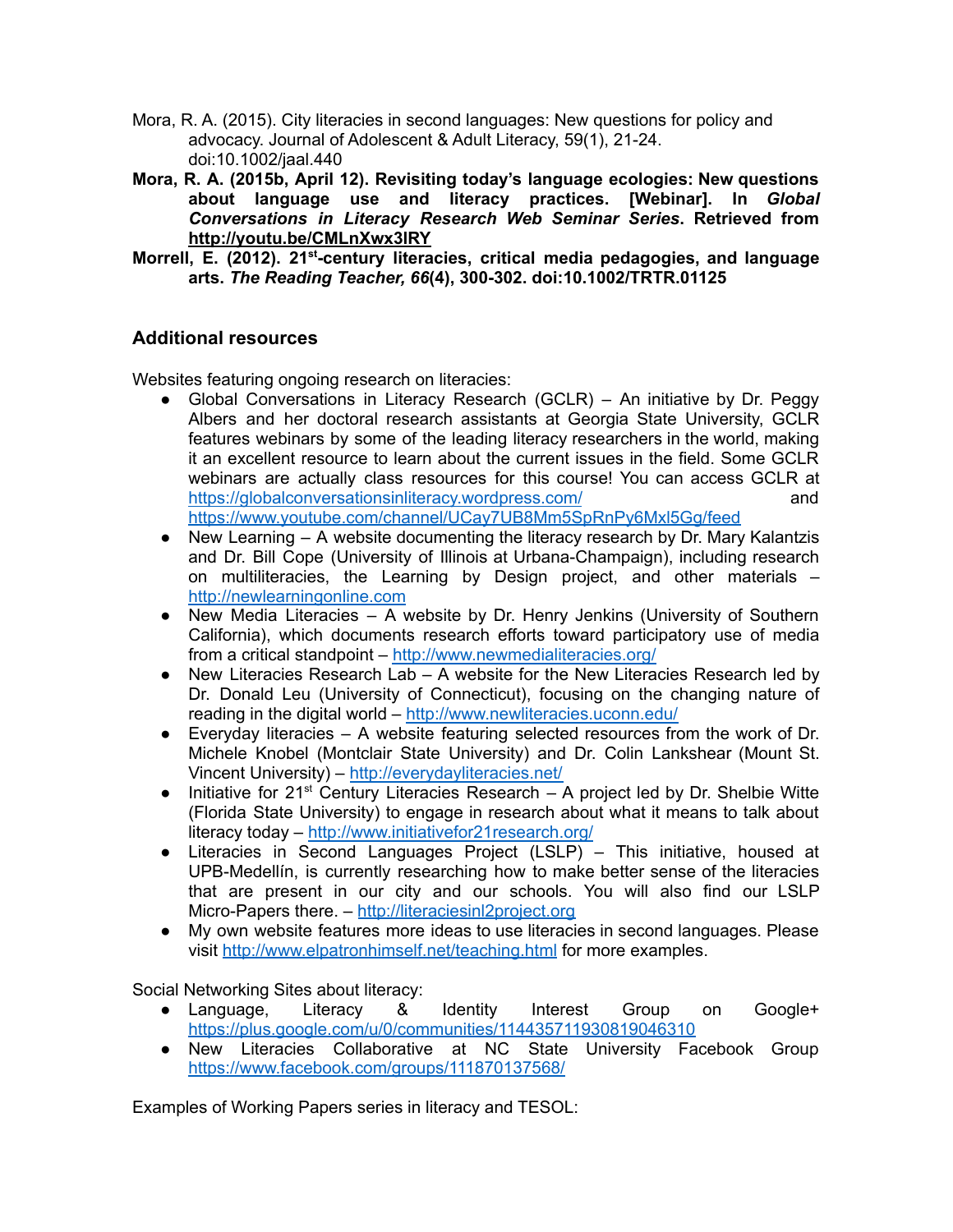Mora, R. A. (2015). City literacies in second languages: New questions for policy and advocacy. Journal of Adolescent & Adult Literacy, 59(1), 21-24. doi:10.1002/jaal.440

**Mora, R. A. (2015b, April 12). Revisiting today's language ecologies: New questions about language use and literacy practices. [Webinar]. In *Global Conversations in Literacy Research Web Seminar Series*. Retrieved from http://youtu.be/CMLnXwx3lRY**

**Morrell, E. (2012). 21st-century literacies, critical media pedagogies, and language arts. *The Reading Teacher, 66*(4), 300-302. doi:10.1002/TRTR.01125**

## Additional resources

Websites featuring ongoing research on literacies:

- Global Conversations in Literacy Research (GCLR) – An initiative by Dr. Peggy Albers and her doctoral research assistants at Georgia State University, GCLR features webinars by some of the leading literacy researchers in the world, making it an excellent resource to learn about the current issues in the field. Some GCLR webinars are actually class resources for this course! You can access GCLR at https://globalconversationsinliteracy.wordpress.com/ and https://www.youtube.com/channel/UCay7UB8Mm5SpRnPy6Mxl5Gg/feed
- New Learning – A website documenting the literacy research by Dr. Mary Kalantzis and Dr. Bill Cope (University of Illinois at Urbana-Champaign), including research on multiliteracies, the Learning by Design project, and other materials – http://newlearningonline.com
- New Media Literacies – A website by Dr. Henry Jenkins (University of Southern California), which documents research efforts toward participatory use of media from a critical standpoint – http://www.newmedialiteracies.org/
- New Literacies Research Lab – A website for the New Literacies Research led by Dr. Donald Leu (University of Connecticut), focusing on the changing nature of reading in the digital world – http://www.newliteracies.uconn.edu/
- Everyday literacies – A website featuring selected resources from the work of Dr. Michele Knobel (Montclair State University) and Dr. Colin Lankshear (Mount St. Vincent University) – http://everydayliteracies.net/
- Initiative for 21st Century Literacies Research – A project led by Dr. Shelbie Witte (Florida State University) to engage in research about what it means to talk about literacy today – http://www.initiativefor21research.org/
- Literacies in Second Languages Project (LSLP) – This initiative, housed at UPB-Medellín, is currently researching how to make better sense of the literacies that are present in our city and our schools. You will also find our LSLP Micro-Papers there. – http://literaciesinl2project.org
- My own website features more ideas to use literacies in second languages. Please visit http://www.elpatronhimself.net/teaching.html for more examples.

Social Networking Sites about literacy:

- Language, Literacy & Identity Interest Group on Google+ https://plus.google.com/u/0/communities/114435711930819046310
- New Literacies Collaborative at NC State University Facebook Group https://www.facebook.com/groups/111870137568/

Examples of Working Papers series in literacy and TESOL: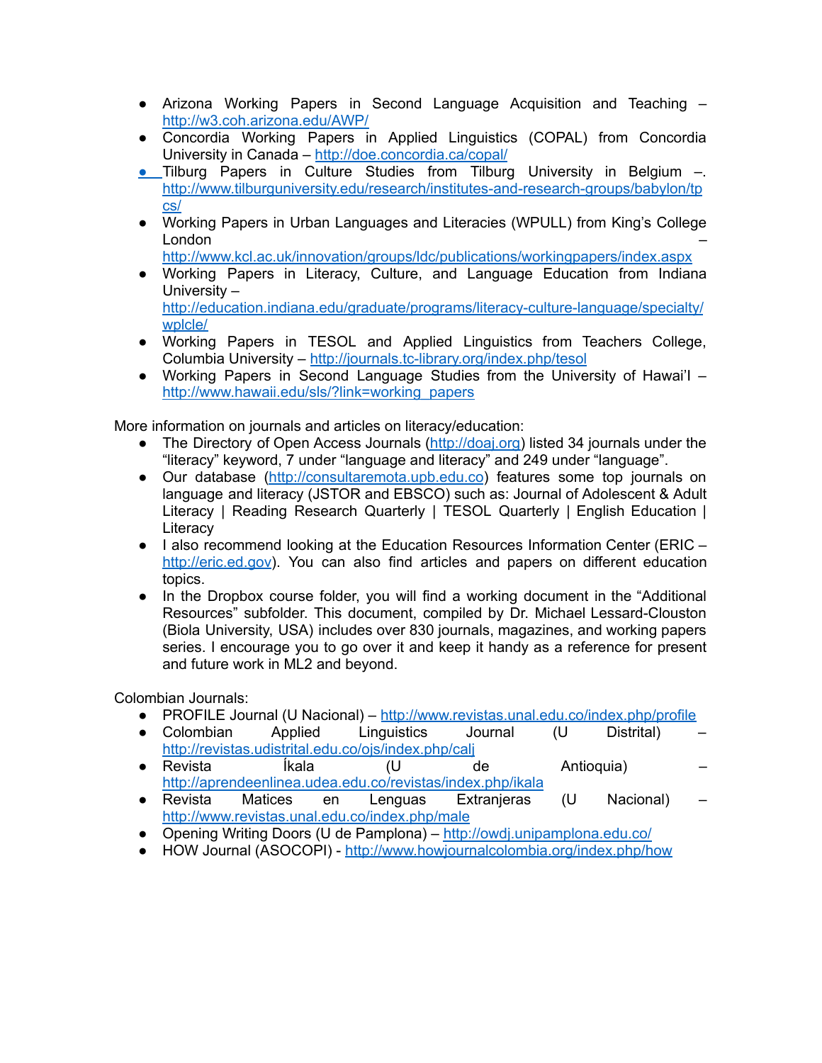- Arizona Working Papers in Second Language Acquisition and Teaching – http://w3.coh.arizona.edu/AWP/
- Concordia Working Papers in Applied Linguistics (COPAL) from Concordia University in Canada – http://doe.concordia.ca/copal/
- Tilburg Papers in Culture Studies from Tilburg University in Belgium –. http://www.tilburguniversity.edu/research/institutes-and-research-groups/babylon/tpcs/
- Working Papers in Urban Languages and Literacies (WPULL) from King's College London – http://www.kcl.ac.uk/innovation/groups/ldc/publications/workingpapers/index.aspx
- Working Papers in Literacy, Culture, and Language Education from Indiana University – http://education.indiana.edu/graduate/programs/literacy-culture-language/specialty/wplcle/
- Working Papers in TESOL and Applied Linguistics from Teachers College, Columbia University – http://journals.tc-library.org/index.php/tesol
- Working Papers in Second Language Studies from the University of Hawai'I – http://www.hawaii.edu/sls/?link=working_papers

More information on journals and articles on literacy/education:

- The Directory of Open Access Journals (http://doaj.org) listed 34 journals under the "literacy" keyword, 7 under "language and literacy" and 249 under "language".
- Our database (http://consultaremota.upb.edu.co) features some top journals on language and literacy (JSTOR and EBSCO) such as: Journal of Adolescent & Adult Literacy | Reading Research Quarterly | TESOL Quarterly | English Education | Literacy
- I also recommend looking at the Education Resources Information Center (ERIC – http://eric.ed.gov). You can also find articles and papers on different education topics.
- In the Dropbox course folder, you will find a working document in the "Additional Resources" subfolder. This document, compiled by Dr. Michael Lessard-Clouston (Biola University, USA) includes over 830 journals, magazines, and working papers series. I encourage you to go over it and keep it handy as a reference for present and future work in ML2 and beyond.

Colombian Journals:

- PROFILE Journal (U Nacional) – http://www.revistas.unal.edu.co/index.php/profile
- Colombian Applied Linguistics Journal (U Distrital) – http://revistas.udistrital.edu.co/ojs/index.php/calj
- Revista Íkala (U de Antioquia) – http://aprendeenlinea.udea.edu.co/revistas/index.php/ikala
- Revista Matices en Lenguas Extranjeras (U Nacional) – http://www.revistas.unal.edu.co/index.php/male
- Opening Writing Doors (U de Pamplona) – http://owdj.unipamplona.edu.co/
- HOW Journal (ASOCOPI) - http://www.howjournalcolombia.org/index.php/how